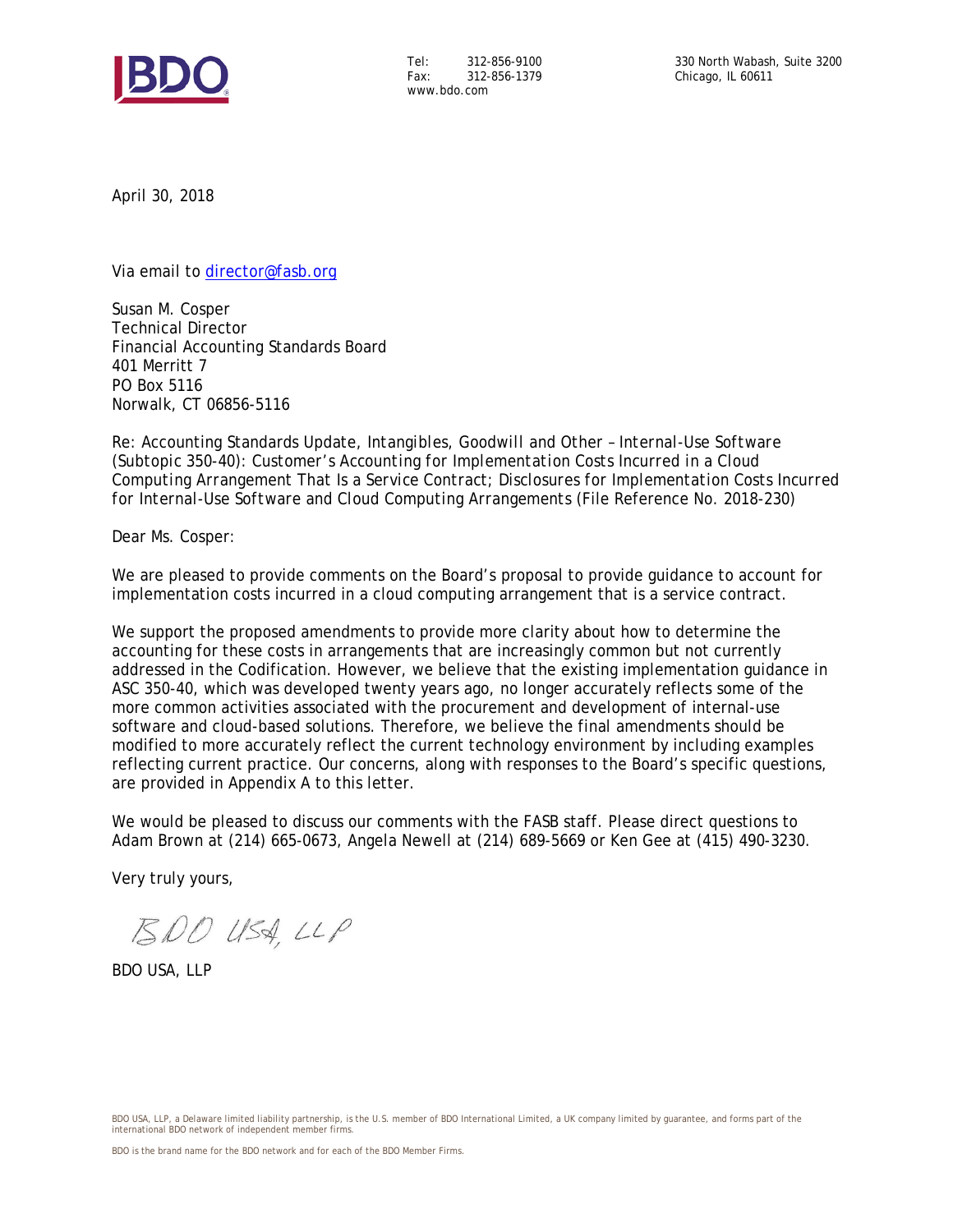Tel: 312-856-9100
Fax: 312-856-1379
www.bdo.com

330 North Wabash, Suite 3200
Chicago, IL 60611

April 30, 2018

Via email to director@fasb.org

Susan M. Cosper
Technical Director
Financial Accounting Standards Board
401 Merritt 7
PO Box 5116
Norwalk, CT 06856-5116

Re: Accounting Standards Update, Intangibles, Goodwill and Other – Internal-Use Software (Subtopic 350-40): Customer's Accounting for Implementation Costs Incurred in a Cloud Computing Arrangement That Is a Service Contract; Disclosures for Implementation Costs Incurred for Internal-Use Software and Cloud Computing Arrangements (File Reference No. 2018-230)

Dear Ms. Cosper:

We are pleased to provide comments on the Board's proposal to provide guidance to account for implementation costs incurred in a cloud computing arrangement that is a service contract.

We support the proposed amendments to provide more clarity about how to determine the accounting for these costs in arrangements that are increasingly common but not currently addressed in the Codification. However, we believe that the existing implementation guidance in ASC 350-40, which was developed twenty years ago, no longer accurately reflects some of the more common activities associated with the procurement and development of internal-use software and cloud-based solutions. Therefore, we believe the final amendments should be modified to more accurately reflect the current technology environment by including examples reflecting current practice. Our concerns, along with responses to the Board's specific questions, are provided in Appendix A to this letter.

We would be pleased to discuss our comments with the FASB staff. Please direct questions to Adam Brown at (214) 665-0673, Angela Newell at (214) 689-5669 or Ken Gee at (415) 490-3230.

Very truly yours,

BDO USA, LLP

BDO USA, LLP

BDO USA, LLP, a Delaware limited liability partnership, is the U.S. member of BDO International Limited, a UK company limited by guarantee, and forms part of the international BDO network of independent member firms.

BDO is the brand name for the BDO network and for each of the BDO Member Firms.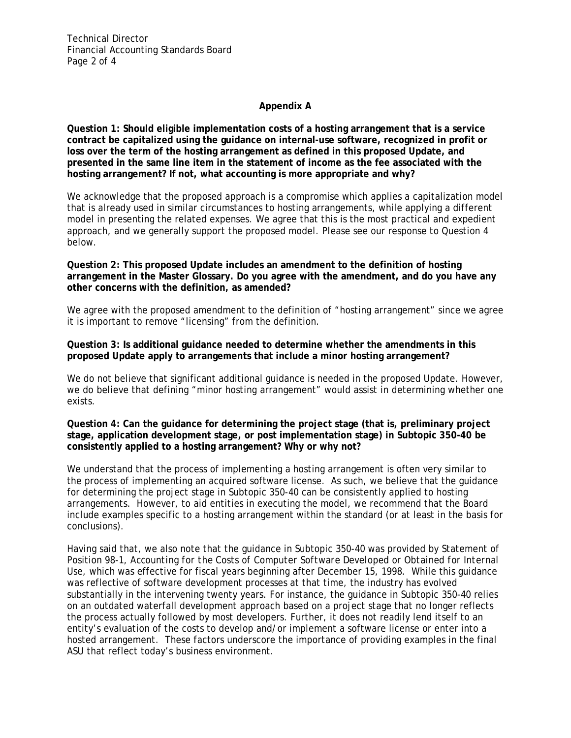## Appendix A

**Question 1: Should eligible implementation costs of a hosting arrangement that is a service contract be capitalized using the guidance on internal-use software, recognized in profit or loss over the term of the hosting arrangement as defined in this proposed Update, and presented in the same line item in the statement of income as the fee associated with the hosting arrangement? If not, what accounting is more appropriate and why?**

We acknowledge that the proposed approach is a compromise which applies a capitalization model that is already used in similar circumstances to hosting arrangements, while applying a different model in presenting the related expenses. We agree that this is the most practical and expedient approach, and we generally support the proposed model. Please see our response to Question 4 below.

**Question 2: This proposed Update includes an amendment to the definition of hosting arrangement in the Master Glossary. Do you agree with the amendment, and do you have any other concerns with the definition, as amended?**

We agree with the proposed amendment to the definition of "hosting arrangement" since we agree it is important to remove "licensing" from the definition.

**Question 3: Is additional guidance needed to determine whether the amendments in this proposed Update apply to arrangements that include a minor hosting arrangement?**

We do not believe that significant additional guidance is needed in the proposed Update. However, we do believe that defining "minor hosting arrangement" would assist in determining whether one exists.

**Question 4: Can the guidance for determining the project stage (that is, preliminary project stage, application development stage, or post implementation stage) in Subtopic 350-40 be consistently applied to a hosting arrangement? Why or why not?**

We understand that the process of implementing a hosting arrangement is often very similar to the process of implementing an acquired software license. As such, we believe that the guidance for determining the project stage in Subtopic 350-40 can be consistently applied to hosting arrangements. However, to aid entities in executing the model, we recommend that the Board include examples specific to a hosting arrangement within the standard (or at least in the basis for conclusions).

Having said that, we also note that the guidance in Subtopic 350-40 was provided by Statement of Position 98-1, *Accounting for the Costs of Computer Software Developed or Obtained for Internal Use*, which was effective for fiscal years beginning after December 15, 1998. While this guidance was reflective of software development processes at that time, the industry has evolved substantially in the intervening twenty years. For instance, the guidance in Subtopic 350-40 relies on an outdated waterfall development approach based on a project stage that no longer reflects the process actually followed by most developers. Further, it does not readily lend itself to an entity's evaluation of the costs to develop and/or implement a software license or enter into a hosted arrangement. These factors underscore the importance of providing examples in the final ASU that reflect today's business environment.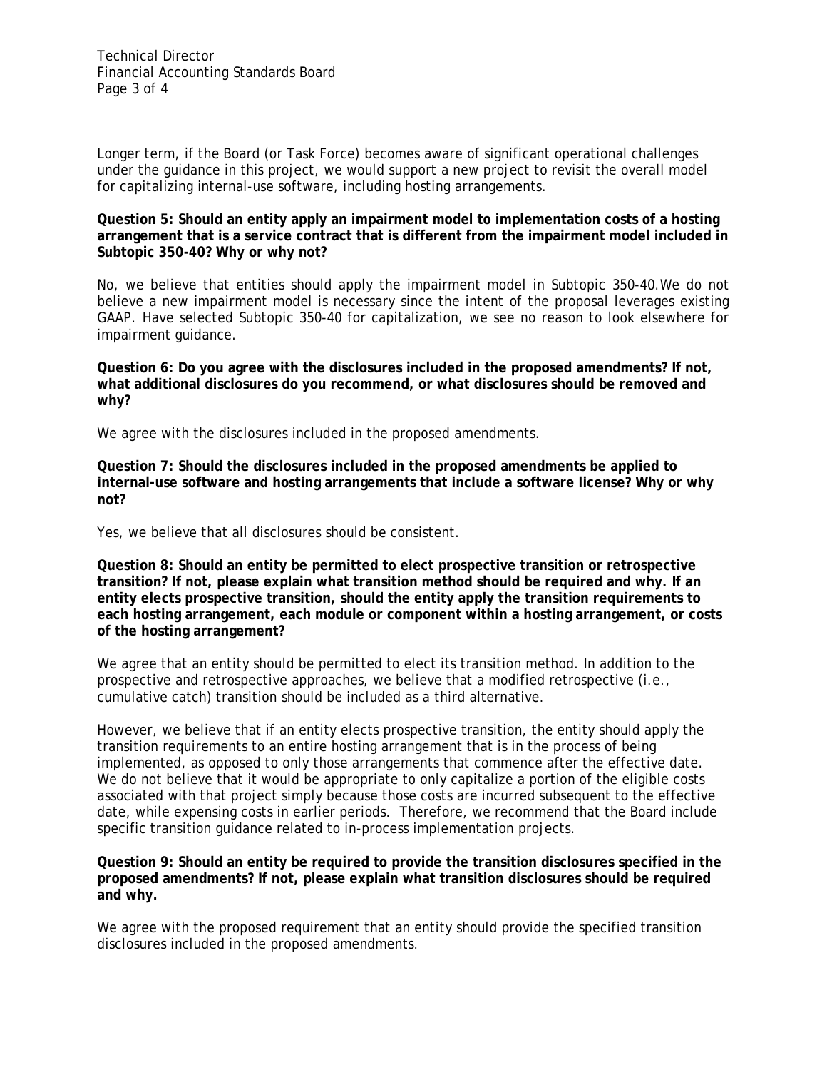Longer term, if the Board (or Task Force) becomes aware of significant operational challenges under the guidance in this project, we would support a new project to revisit the overall model for capitalizing internal-use software, including hosting arrangements.

**Question 5: Should an entity apply an impairment model to implementation costs of a hosting arrangement that is a service contract that is different from the impairment model included in Subtopic 350-40? Why or why not?**

No, we believe that entities should apply the impairment model in Subtopic 350-40.We do not believe a new impairment model is necessary since the intent of the proposal leverages existing GAAP. Have selected Subtopic 350-40 for capitalization, we see no reason to look elsewhere for impairment guidance.

**Question 6: Do you agree with the disclosures included in the proposed amendments? If not, what additional disclosures do you recommend, or what disclosures should be removed and why?**

We agree with the disclosures included in the proposed amendments.

**Question 7: Should the disclosures included in the proposed amendments be applied to internal-use software and hosting arrangements that include a software license? Why or why not?**

Yes, we believe that all disclosures should be consistent.

**Question 8: Should an entity be permitted to elect prospective transition or retrospective transition? If not, please explain what transition method should be required and why. If an entity elects prospective transition, should the entity apply the transition requirements to each hosting arrangement, each module or component within a hosting arrangement, or costs of the hosting arrangement?**

We agree that an entity should be permitted to elect its transition method. In addition to the prospective and retrospective approaches, we believe that a modified retrospective (i.e., cumulative catch) transition should be included as a third alternative.

However, we believe that if an entity elects prospective transition, the entity should apply the transition requirements to an entire hosting arrangement that is in the process of being implemented, as opposed to only those arrangements that commence after the effective date. We do not believe that it would be appropriate to only capitalize a portion of the eligible costs associated with that project simply because those costs are incurred subsequent to the effective date, while expensing costs in earlier periods. Therefore, we recommend that the Board include specific transition guidance related to in-process implementation projects.

**Question 9: Should an entity be required to provide the transition disclosures specified in the proposed amendments? If not, please explain what transition disclosures should be required and why.**

We agree with the proposed requirement that an entity should provide the specified transition disclosures included in the proposed amendments.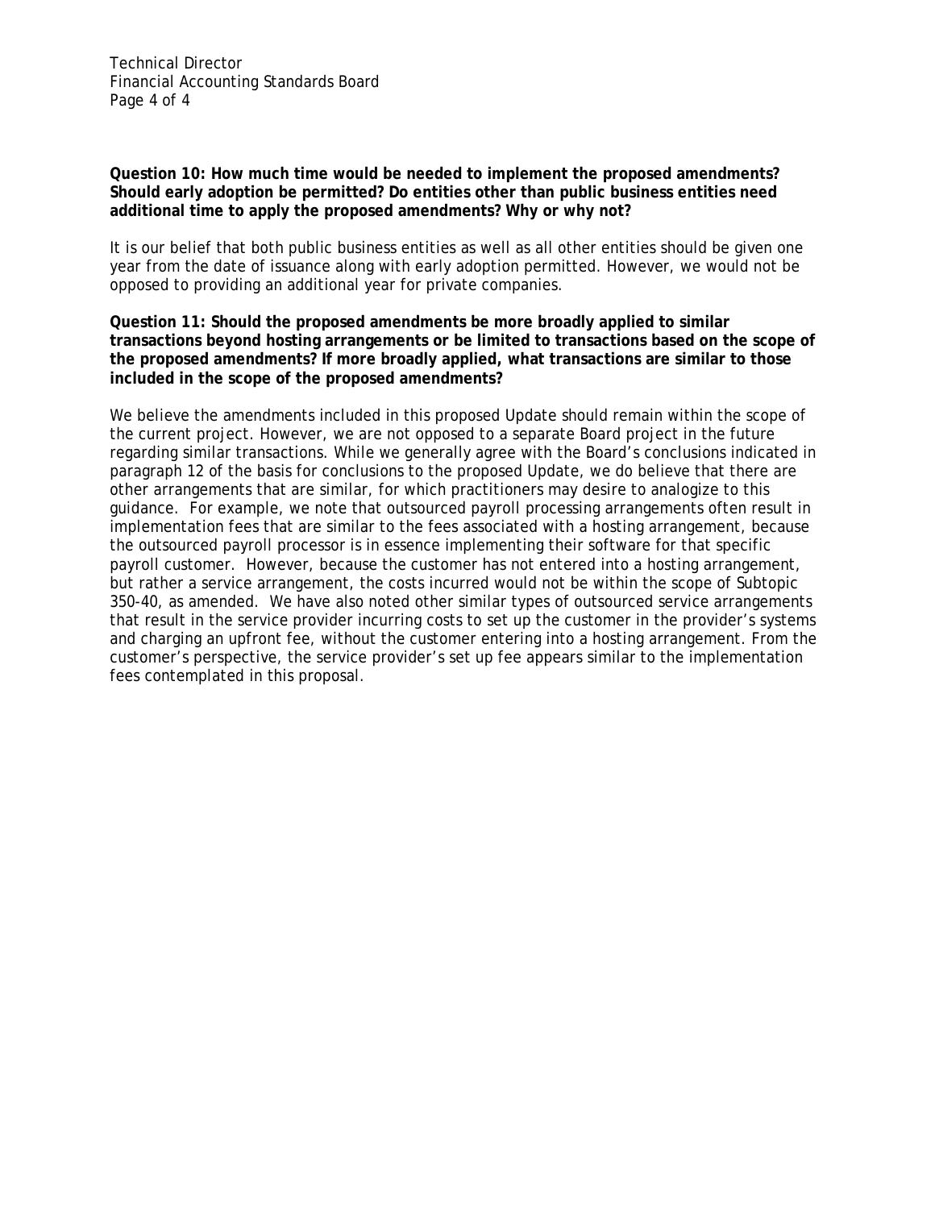**Question 10: How much time would be needed to implement the proposed amendments? Should early adoption be permitted? Do entities other than public business entities need additional time to apply the proposed amendments? Why or why not?**

It is our belief that both public business entities as well as all other entities should be given one year from the date of issuance along with early adoption permitted. However, we would not be opposed to providing an additional year for private companies.

**Question 11: Should the proposed amendments be more broadly applied to similar transactions beyond hosting arrangements or be limited to transactions based on the scope of the proposed amendments? If more broadly applied, what transactions are similar to those included in the scope of the proposed amendments?**

We believe the amendments included in this proposed Update should remain within the scope of the current project. However, we are not opposed to a separate Board project in the future regarding similar transactions. While we generally agree with the Board's conclusions indicated in paragraph 12 of the basis for conclusions to the proposed Update, we do believe that there are other arrangements that are similar, for which practitioners may desire to analogize to this guidance. For example, we note that outsourced payroll processing arrangements often result in implementation fees that are similar to the fees associated with a hosting arrangement, because the outsourced payroll processor is in essence implementing their software for that specific payroll customer. However, because the customer has not entered into a hosting arrangement, but rather a service arrangement, the costs incurred would not be within the scope of Subtopic 350-40, as amended. We have also noted other similar types of outsourced service arrangements that result in the service provider incurring costs to set up the customer in the provider's systems and charging an upfront fee, without the customer entering into a hosting arrangement. From the customer's perspective, the service provider's set up fee appears similar to the implementation fees contemplated in this proposal.